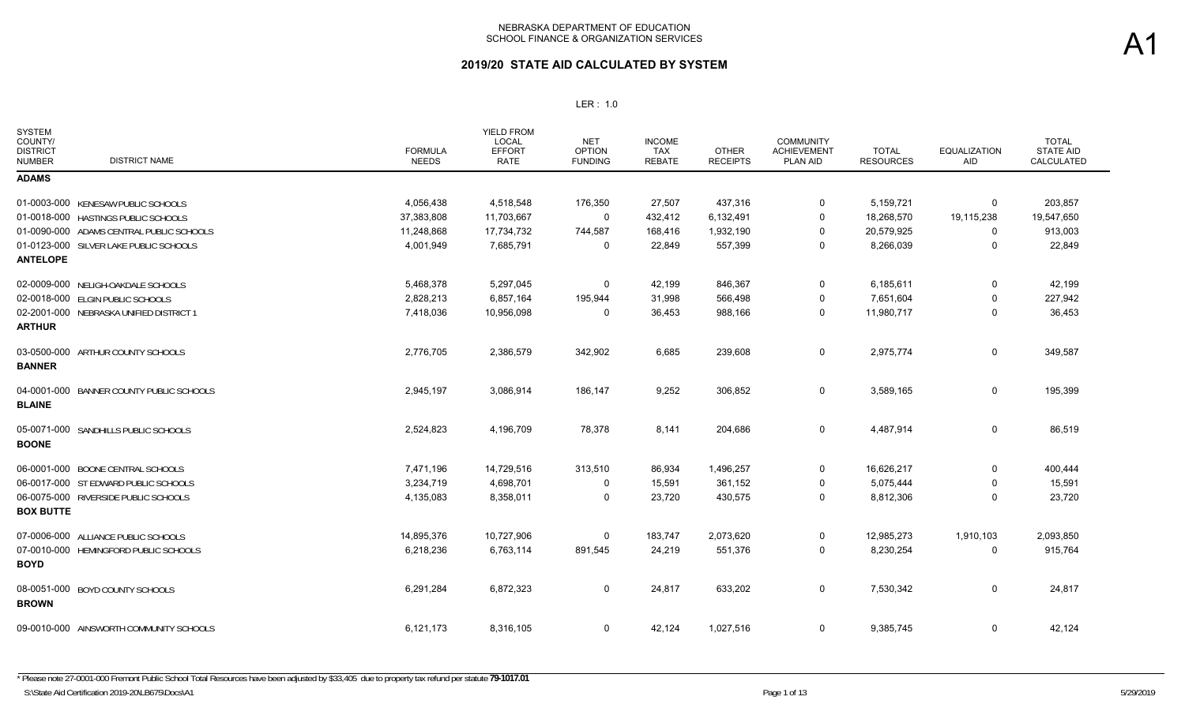# NEBRASKA DEPARTMENT OF EDUCATION
## SCHOOL FINANCE & ORGANIZATION SERVICES

A1

## 2019/20 STATE AID CALCULATED BY SYSTEM

LER : 1.0

| SYSTEM COUNTY/ DISTRICT NUMBER | DISTRICT NAME | FORMULA NEEDS | YIELD FROM LOCAL EFFORT RATE | NET OPTION FUNDING | INCOME TAX REBATE | OTHER RECEIPTS | COMMUNITY ACHIEVEMENT PLAN AID | TOTAL RESOURCES | EQUALIZATION AID | TOTAL STATE AID CALCULATED |
|---|---|---|---|---|---|---|---|---|---|---|
| **ADAMS** | | | | | | | | | | |
| 01-0003-000 | KENESAW PUBLIC SCHOOLS | 4,056,438 | 4,518,548 | 176,350 | 27,507 | 437,316 | 0 | 5,159,721 | 0 | 203,857 |
| 01-0018-000 | HASTINGS PUBLIC SCHOOLS | 37,383,808 | 11,703,667 | 0 | 432,412 | 6,132,491 | 0 | 18,268,570 | 19,115,238 | 19,547,650 |
| 01-0090-000 | ADAMS CENTRAL PUBLIC SCHOOLS | 11,248,868 | 17,734,732 | 744,587 | 168,416 | 1,932,190 | 0 | 20,579,925 | 0 | 913,003 |
| 01-0123-000 | SILVER LAKE PUBLIC SCHOOLS | 4,001,949 | 7,685,791 | 0 | 22,849 | 557,399 | 0 | 8,266,039 | 0 | 22,849 |
| **ANTELOPE** | | | | | | | | | | |
| 02-0009-000 | NELIGH-OAKDALE SCHOOLS | 5,468,378 | 5,297,045 | 0 | 42,199 | 846,367 | 0 | 6,185,611 | 0 | 42,199 |
| 02-0018-000 | ELGIN PUBLIC SCHOOLS | 2,828,213 | 6,857,164 | 195,944 | 31,998 | 566,498 | 0 | 7,651,604 | 0 | 227,942 |
| 02-2001-000 | NEBRASKA UNIFIED DISTRICT 1 | 7,418,036 | 10,956,098 | 0 | 36,453 | 988,166 | 0 | 11,980,717 | 0 | 36,453 |
| **ARTHUR** | | | | | | | | | | |
| 03-0500-000 | ARTHUR COUNTY SCHOOLS | 2,776,705 | 2,386,579 | 342,902 | 6,685 | 239,608 | 0 | 2,975,774 | 0 | 349,587 |
| **BANNER** | | | | | | | | | | |
| 04-0001-000 | BANNER COUNTY PUBLIC SCHOOLS | 2,945,197 | 3,086,914 | 186,147 | 9,252 | 306,852 | 0 | 3,589,165 | 0 | 195,399 |
| **BLAINE** | | | | | | | | | | |
| 05-0071-000 | SANDHILLS PUBLIC SCHOOLS | 2,524,823 | 4,196,709 | 78,378 | 8,141 | 204,686 | 0 | 4,487,914 | 0 | 86,519 |
| **BOONE** | | | | | | | | | | |
| 06-0001-000 | BOONE CENTRAL SCHOOLS | 7,471,196 | 14,729,516 | 313,510 | 86,934 | 1,496,257 | 0 | 16,626,217 | 0 | 400,444 |
| 06-0017-000 | ST EDWARD PUBLIC SCHOOLS | 3,234,719 | 4,698,701 | 0 | 15,591 | 361,152 | 0 | 5,075,444 | 0 | 15,591 |
| 06-0075-000 | RIVERSIDE PUBLIC SCHOOLS | 4,135,083 | 8,358,011 | 0 | 23,720 | 430,575 | 0 | 8,812,306 | 0 | 23,720 |
| **BOX BUTTE** | | | | | | | | | | |
| 07-0006-000 | ALLIANCE PUBLIC SCHOOLS | 14,895,376 | 10,727,906 | 0 | 183,747 | 2,073,620 | 0 | 12,985,273 | 1,910,103 | 2,093,850 |
| 07-0010-000 | HEMINGFORD PUBLIC SCHOOLS | 6,218,236 | 6,763,114 | 891,545 | 24,219 | 551,376 | 0 | 8,230,254 | 0 | 915,764 |
| **BOYD** | | | | | | | | | | |
| 08-0051-000 | BOYD COUNTY SCHOOLS | 6,291,284 | 6,872,323 | 0 | 24,817 | 633,202 | 0 | 7,530,342 | 0 | 24,817 |
| **BROWN** | | | | | | | | | | |
| 09-0010-000 | AINSWORTH COMMUNITY SCHOOLS | 6,121,173 | 8,316,105 | 0 | 42,124 | 1,027,516 | 0 | 9,385,745 | 0 | 42,124 |

\* Please note 27-0001-000 Fremont Public School Total Resources have been adjusted by $33,405 due to property tax refund per statute **79-1017.01**

S:\State Aid Certification 2019-20\LB675\Docs\A1 5/29/2019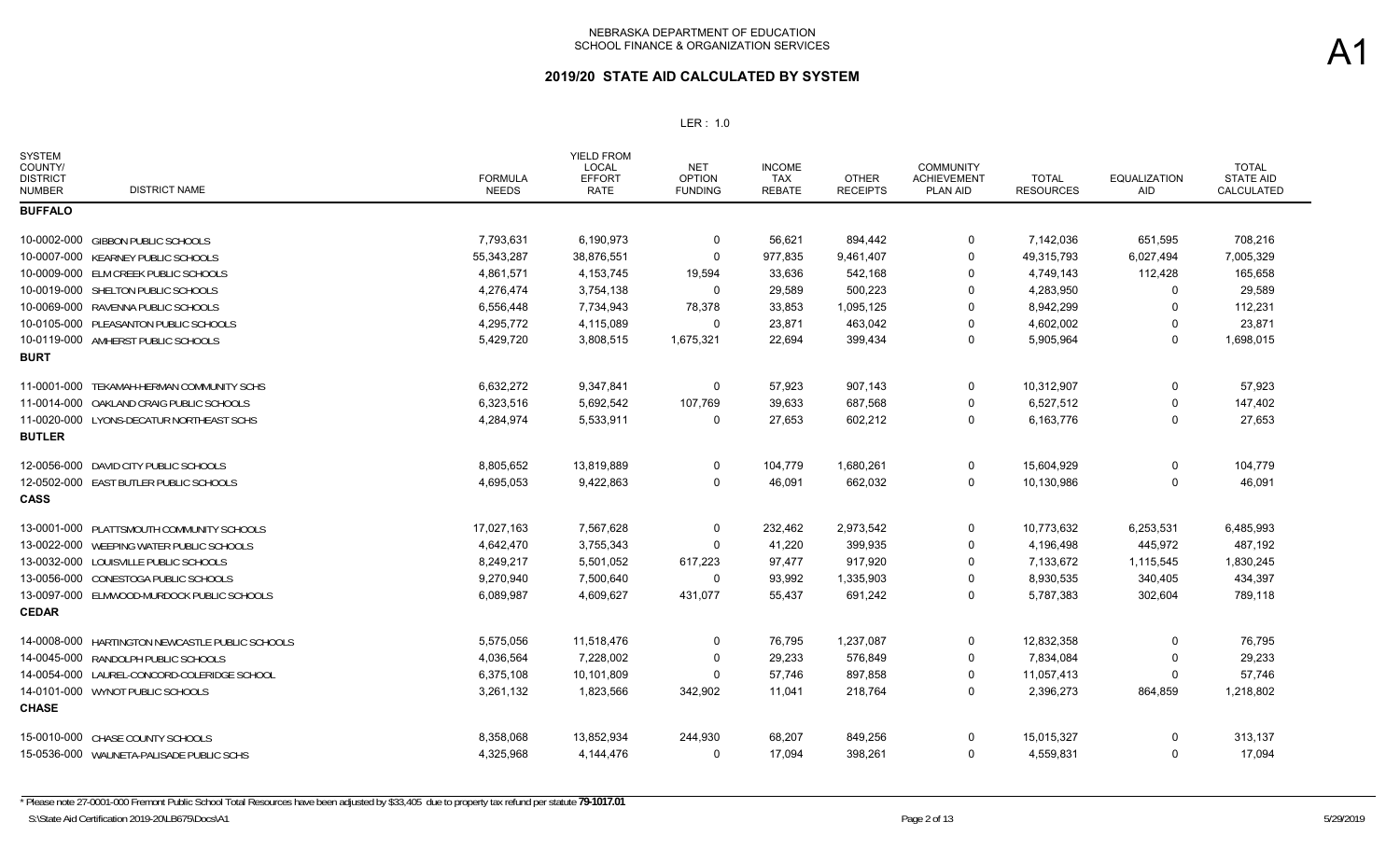# NEBRASKA DEPARTMENT OF EDUCATION
## SCHOOL FINANCE & ORGANIZATION SERVICES

## 2019/20 STATE AID CALCULATED BY SYSTEM

LER : 1.0

A1

| SYSTEM COUNTY/ DISTRICT NUMBER | DISTRICT NAME | FORMULA NEEDS | YIELD FROM LOCAL EFFORT RATE | NET OPTION FUNDING | INCOME TAX REBATE | OTHER RECEIPTS | COMMUNITY ACHIEVEMENT PLAN AID | TOTAL RESOURCES | EQUALIZATION AID | TOTAL STATE AID CALCULATED |
|---|---|---|---|---|---|---|---|---|---|---|
| **BUFFALO** | | | | | | | | | | |
| 10-0002-000 | GIBBON PUBLIC SCHOOLS | 7,793,631 | 6,190,973 | 0 | 56,621 | 894,442 | 0 | 7,142,036 | 651,595 | 708,216 |
| 10-0007-000 | KEARNEY PUBLIC SCHOOLS | 55,343,287 | 38,876,551 | 0 | 977,835 | 9,461,407 | 0 | 49,315,793 | 6,027,494 | 7,005,329 |
| 10-0009-000 | ELM CREEK PUBLIC SCHOOLS | 4,861,571 | 4,153,745 | 19,594 | 33,636 | 542,168 | 0 | 4,749,143 | 112,428 | 165,658 |
| 10-0019-000 | SHELTON PUBLIC SCHOOLS | 4,276,474 | 3,754,138 | 0 | 29,589 | 500,223 | 0 | 4,283,950 | 0 | 29,589 |
| 10-0069-000 | RAVENNA PUBLIC SCHOOLS | 6,556,448 | 7,734,943 | 78,378 | 33,853 | 1,095,125 | 0 | 8,942,299 | 0 | 112,231 |
| 10-0105-000 | PLEASANTON PUBLIC SCHOOLS | 4,295,772 | 4,115,089 | 0 | 23,871 | 463,042 | 0 | 4,602,002 | 0 | 23,871 |
| 10-0119-000 | AMHERST PUBLIC SCHOOLS | 5,429,720 | 3,808,515 | 1,675,321 | 22,694 | 399,434 | 0 | 5,905,964 | 0 | 1,698,015 |
| **BURT** | | | | | | | | | | |
| 11-0001-000 | TEKAMAH-HERMAN COMMUNITY SCHS | 6,632,272 | 9,347,841 | 0 | 57,923 | 907,143 | 0 | 10,312,907 | 0 | 57,923 |
| 11-0014-000 | OAKLAND CRAIG PUBLIC SCHOOLS | 6,323,516 | 5,692,542 | 107,769 | 39,633 | 687,568 | 0 | 6,527,512 | 0 | 147,402 |
| 11-0020-000 | LYONS-DECATUR NORTHEAST SCHS | 4,284,974 | 5,533,911 | 0 | 27,653 | 602,212 | 0 | 6,163,776 | 0 | 27,653 |
| **BUTLER** | | | | | | | | | | |
| 12-0056-000 | DAVID CITY PUBLIC SCHOOLS | 8,805,652 | 13,819,889 | 0 | 104,779 | 1,680,261 | 0 | 15,604,929 | 0 | 104,779 |
| 12-0502-000 | EAST BUTLER PUBLIC SCHOOLS | 4,695,053 | 9,422,863 | 0 | 46,091 | 662,032 | 0 | 10,130,986 | 0 | 46,091 |
| **CASS** | | | | | | | | | | |
| 13-0001-000 | PLATTSMOUTH COMMUNITY SCHOOLS | 17,027,163 | 7,567,628 | 0 | 232,462 | 2,973,542 | 0 | 10,773,632 | 6,253,531 | 6,485,993 |
| 13-0022-000 | WEEPING WATER PUBLIC SCHOOLS | 4,642,470 | 3,755,343 | 0 | 41,220 | 399,935 | 0 | 4,196,498 | 445,972 | 487,192 |
| 13-0032-000 | LOUISVILLE PUBLIC SCHOOLS | 8,249,217 | 5,501,052 | 617,223 | 97,477 | 917,920 | 0 | 7,133,672 | 1,115,545 | 1,830,245 |
| 13-0056-000 | CONESTOGA PUBLIC SCHOOLS | 9,270,940 | 7,500,640 | 0 | 93,992 | 1,335,903 | 0 | 8,930,535 | 340,405 | 434,397 |
| 13-0097-000 | ELMWOOD-MURDOCK PUBLIC SCHOOLS | 6,089,987 | 4,609,627 | 431,077 | 55,437 | 691,242 | 0 | 5,787,383 | 302,604 | 789,118 |
| **CEDAR** | | | | | | | | | | |
| 14-0008-000 | HARTINGTON NEWCASTLE PUBLIC SCHOOLS | 5,575,056 | 11,518,476 | 0 | 76,795 | 1,237,087 | 0 | 12,832,358 | 0 | 76,795 |
| 14-0045-000 | RANDOLPH PUBLIC SCHOOLS | 4,036,564 | 7,228,002 | 0 | 29,233 | 576,849 | 0 | 7,834,084 | 0 | 29,233 |
| 14-0054-000 | LAUREL-CONCORD-COLERIDGE SCHOOL | 6,375,108 | 10,101,809 | 0 | 57,746 | 897,858 | 0 | 11,057,413 | 0 | 57,746 |
| 14-0101-000 | WYNOT PUBLIC SCHOOLS | 3,261,132 | 1,823,566 | 342,902 | 11,041 | 218,764 | 0 | 2,396,273 | 864,859 | 1,218,802 |
| **CHASE** | | | | | | | | | | |
| 15-0010-000 | CHASE COUNTY SCHOOLS | 8,358,068 | 13,852,934 | 244,930 | 68,207 | 849,256 | 0 | 15,015,327 | 0 | 313,137 |
| 15-0536-000 | WAUNETA-PALISADE PUBLIC SCHS | 4,325,968 | 4,144,476 | 0 | 17,094 | 398,261 | 0 | 4,559,831 | 0 | 17,094 |

* Please note 27-0001-000 Fremont Public School Total Resources have been adjusted by $33,405 due to property tax refund per statute **79-1017.01**

S:\State Aid Certification 2019-20\LB675\Docs\A1

5/29/2019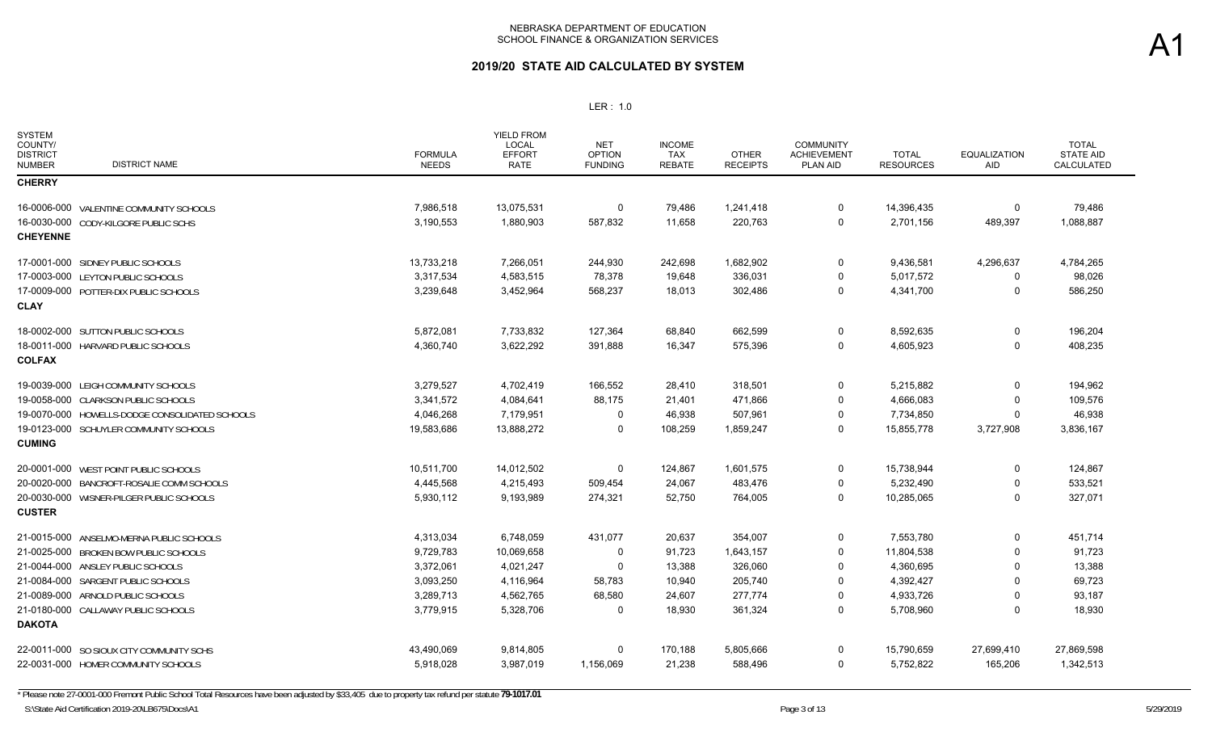NEBRASKA DEPARTMENT OF EDUCATION
SCHOOL FINANCE & ORGANIZATION SERVICES

A1

## 2019/20 STATE AID CALCULATED BY SYSTEM

LER : 1.0

| SYSTEM COUNTY/ DISTRICT NUMBER | DISTRICT NAME | FORMULA NEEDS | YIELD FROM LOCAL EFFORT RATE | NET OPTION FUNDING | INCOME TAX REBATE | OTHER RECEIPTS | COMMUNITY ACHIEVEMENT PLAN AID | TOTAL RESOURCES | EQUALIZATION AID | TOTAL STATE AID CALCULATED |
|---|---|---|---|---|---|---|---|---|---|---|
| **CHERRY** | | | | | | | | | | |
| 16-0006-000 | VALENTINE COMMUNITY SCHOOLS | 7,986,518 | 13,075,531 | 0 | 79,486 | 1,241,418 | 0 | 14,396,435 | 0 | 79,486 |
| 16-0030-000 | CODY-KILGORE PUBLIC SCHS | 3,190,553 | 1,880,903 | 587,832 | 11,658 | 220,763 | 0 | 2,701,156 | 489,397 | 1,088,887 |
| **CHEYENNE** | | | | | | | | | | |
| 17-0001-000 | SIDNEY PUBLIC SCHOOLS | 13,733,218 | 7,266,051 | 244,930 | 242,698 | 1,682,902 | 0 | 9,436,581 | 4,296,637 | 4,784,265 |
| 17-0003-000 | LEYTON PUBLIC SCHOOLS | 3,317,534 | 4,583,515 | 78,378 | 19,648 | 336,031 | 0 | 5,017,572 | 0 | 98,026 |
| 17-0009-000 | POTTER-DIX PUBLIC SCHOOLS | 3,239,648 | 3,452,964 | 568,237 | 18,013 | 302,486 | 0 | 4,341,700 | 0 | 586,250 |
| **CLAY** | | | | | | | | | | |
| 18-0002-000 | SUTTON PUBLIC SCHOOLS | 5,872,081 | 7,733,832 | 127,364 | 68,840 | 662,599 | 0 | 8,592,635 | 0 | 196,204 |
| 18-0011-000 | HARVARD PUBLIC SCHOOLS | 4,360,740 | 3,622,292 | 391,888 | 16,347 | 575,396 | 0 | 4,605,923 | 0 | 408,235 |
| **COLFAX** | | | | | | | | | | |
| 19-0039-000 | LEIGH COMMUNITY SCHOOLS | 3,279,527 | 4,702,419 | 166,552 | 28,410 | 318,501 | 0 | 5,215,882 | 0 | 194,962 |
| 19-0058-000 | CLARKSON PUBLIC SCHOOLS | 3,341,572 | 4,084,641 | 88,175 | 21,401 | 471,866 | 0 | 4,666,083 | 0 | 109,576 |
| 19-0070-000 | HOWELLS-DODGE CONSOLIDATED SCHOOLS | 4,046,268 | 7,179,951 | 0 | 46,938 | 507,961 | 0 | 7,734,850 | 0 | 46,938 |
| 19-0123-000 | SCHUYLER COMMUNITY SCHOOLS | 19,583,686 | 13,888,272 | 0 | 108,259 | 1,859,247 | 0 | 15,855,778 | 3,727,908 | 3,836,167 |
| **CUMING** | | | | | | | | | | |
| 20-0001-000 | WEST POINT PUBLIC SCHOOLS | 10,511,700 | 14,012,502 | 0 | 124,867 | 1,601,575 | 0 | 15,738,944 | 0 | 124,867 |
| 20-0020-000 | BANCROFT-ROSALIE COMM SCHOOLS | 4,445,568 | 4,215,493 | 509,454 | 24,067 | 483,476 | 0 | 5,232,490 | 0 | 533,521 |
| 20-0030-000 | WISNER-PILGER PUBLIC SCHOOLS | 5,930,112 | 9,193,989 | 274,321 | 52,750 | 764,005 | 0 | 10,285,065 | 0 | 327,071 |
| **CUSTER** | | | | | | | | | | |
| 21-0015-000 | ANSELMO-MERNA PUBLIC SCHOOLS | 4,313,034 | 6,748,059 | 431,077 | 20,637 | 354,007 | 0 | 7,553,780 | 0 | 451,714 |
| 21-0025-000 | BROKEN BOW PUBLIC SCHOOLS | 9,729,783 | 10,069,658 | 0 | 91,723 | 1,643,157 | 0 | 11,804,538 | 0 | 91,723 |
| 21-0044-000 | ANSLEY PUBLIC SCHOOLS | 3,372,061 | 4,021,247 | 0 | 13,388 | 326,060 | 0 | 4,360,695 | 0 | 13,388 |
| 21-0084-000 | SARGENT PUBLIC SCHOOLS | 3,093,250 | 4,116,964 | 58,783 | 10,940 | 205,740 | 0 | 4,392,427 | 0 | 69,723 |
| 21-0089-000 | ARNOLD PUBLIC SCHOOLS | 3,289,713 | 4,562,765 | 68,580 | 24,607 | 277,774 | 0 | 4,933,726 | 0 | 93,187 |
| 21-0180-000 | CALLAWAY PUBLIC SCHOOLS | 3,779,915 | 5,328,706 | 0 | 18,930 | 361,324 | 0 | 5,708,960 | 0 | 18,930 |
| **DAKOTA** | | | | | | | | | | |
| 22-0011-000 | SO SIOUX CITY COMMUNITY SCHS | 43,490,069 | 9,814,805 | 0 | 170,188 | 5,805,666 | 0 | 15,790,659 | 27,699,410 | 27,869,598 |
| 22-0031-000 | HOMER COMMUNITY SCHOOLS | 5,918,028 | 3,987,019 | 1,156,069 | 21,238 | 588,496 | 0 | 5,752,822 | 165,206 | 1,342,513 |

* Please note 27-0001-000 Fremont Public School Total Resources have been adjusted by $33,405 due to property tax refund per statute **79-1017.01**

S:\State Aid Certification 2019-20\LB675\Docs\A1    5/29/2019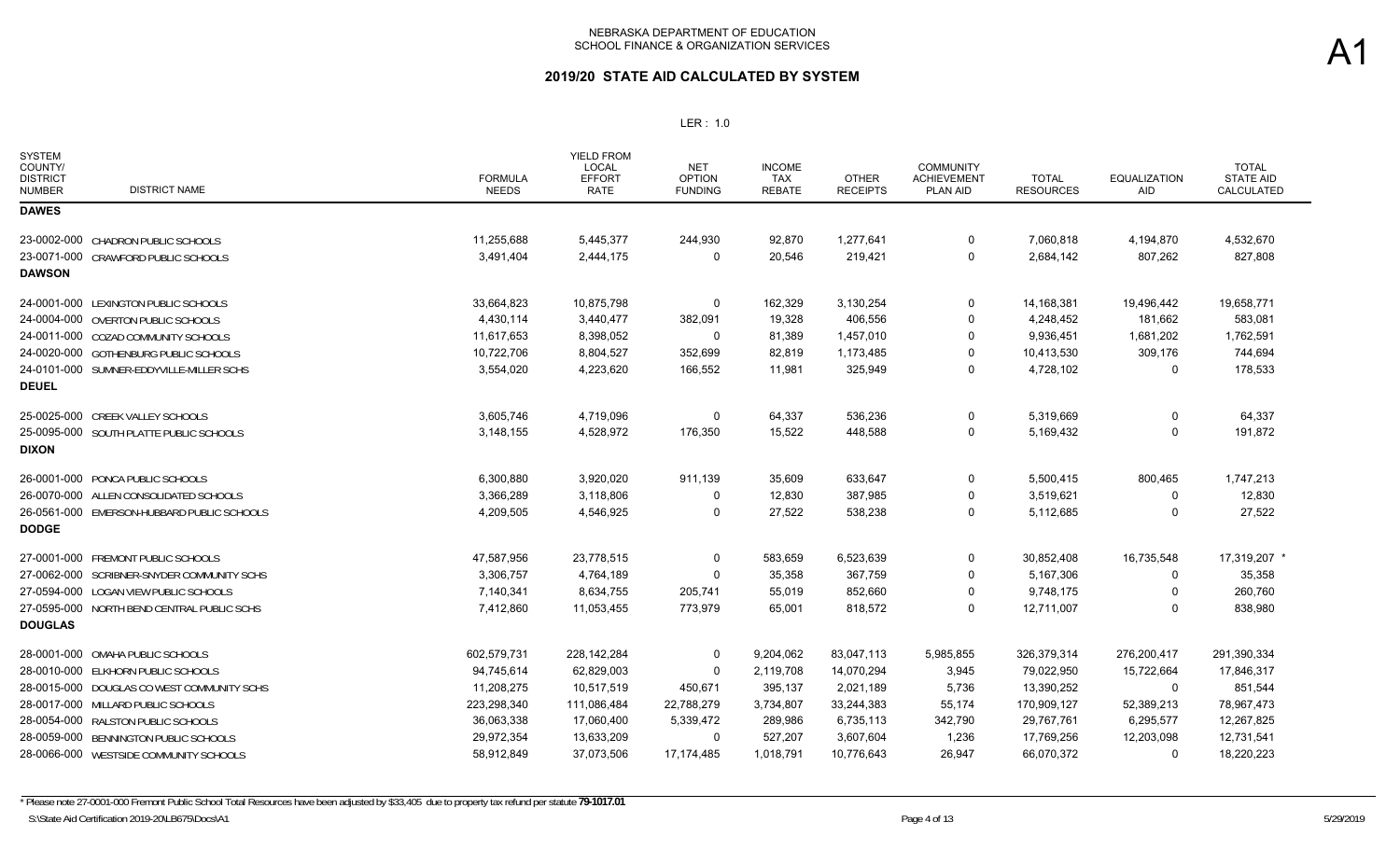# NEBRASKA DEPARTMENT OF EDUCATION
## SCHOOL FINANCE & ORGANIZATION SERVICES

## 2019/20 STATE AID CALCULATED BY SYSTEM

LER : 1.0

A1

| SYSTEM COUNTY/ DISTRICT NUMBER | DISTRICT NAME | FORMULA NEEDS | YIELD FROM LOCAL EFFORT RATE | NET OPTION FUNDING | INCOME TAX REBATE | OTHER RECEIPTS | COMMUNITY ACHIEVEMENT PLAN AID | TOTAL RESOURCES | EQUALIZATION AID | TOTAL STATE AID CALCULATED |
|---|---|---|---|---|---|---|---|---|---|---|
| **DAWES** | | | | | | | | | | |
| 23-0002-000 | CHADRON PUBLIC SCHOOLS | 11,255,688 | 5,445,377 | 244,930 | 92,870 | 1,277,641 | 0 | 7,060,818 | 4,194,870 | 4,532,670 |
| 23-0071-000 | CRAWFORD PUBLIC SCHOOLS | 3,491,404 | 2,444,175 | 0 | 20,546 | 219,421 | 0 | 2,684,142 | 807,262 | 827,808 |
| **DAWSON** | | | | | | | | | | |
| 24-0001-000 | LEXINGTON PUBLIC SCHOOLS | 33,664,823 | 10,875,798 | 0 | 162,329 | 3,130,254 | 0 | 14,168,381 | 19,496,442 | 19,658,771 |
| 24-0004-000 | OVERTON PUBLIC SCHOOLS | 4,430,114 | 3,440,477 | 382,091 | 19,328 | 406,556 | 0 | 4,248,452 | 181,662 | 583,081 |
| 24-0011-000 | COZAD COMMUNITY SCHOOLS | 11,617,653 | 8,398,052 | 0 | 81,389 | 1,457,010 | 0 | 9,936,451 | 1,681,202 | 1,762,591 |
| 24-0020-000 | GOTHENBURG PUBLIC SCHOOLS | 10,722,706 | 8,804,527 | 352,699 | 82,819 | 1,173,485 | 0 | 10,413,530 | 309,176 | 744,694 |
| 24-0101-000 | SUMNER-EDDYVILLE-MILLER SCHS | 3,554,020 | 4,223,620 | 166,552 | 11,981 | 325,949 | 0 | 4,728,102 | 0 | 178,533 |
| **DEUEL** | | | | | | | | | | |
| 25-0025-000 | CREEK VALLEY SCHOOLS | 3,605,746 | 4,719,096 | 0 | 64,337 | 536,236 | 0 | 5,319,669 | 0 | 64,337 |
| 25-0095-000 | SOUTH PLATTE PUBLIC SCHOOLS | 3,148,155 | 4,528,972 | 176,350 | 15,522 | 448,588 | 0 | 5,169,432 | 0 | 191,872 |
| **DIXON** | | | | | | | | | | |
| 26-0001-000 | PONCA PUBLIC SCHOOLS | 6,300,880 | 3,920,020 | 911,139 | 35,609 | 633,647 | 0 | 5,500,415 | 800,465 | 1,747,213 |
| 26-0070-000 | ALLEN CONSOLIDATED SCHOOLS | 3,366,289 | 3,118,806 | 0 | 12,830 | 387,985 | 0 | 3,519,621 | 0 | 12,830 |
| 26-0561-000 | EMERSON-HUBBARD PUBLIC SCHOOLS | 4,209,505 | 4,546,925 | 0 | 27,522 | 538,238 | 0 | 5,112,685 | 0 | 27,522 |
| **DODGE** | | | | | | | | | | |
| 27-0001-000 | FREMONT PUBLIC SCHOOLS | 47,587,956 | 23,778,515 | 0 | 583,659 | 6,523,639 | 0 | 30,852,408 | 16,735,548 | 17,319,207 * |
| 27-0062-000 | SCRIBNER-SNYDER COMMUNITY SCHS | 3,306,757 | 4,764,189 | 0 | 35,358 | 367,759 | 0 | 5,167,306 | 0 | 35,358 |
| 27-0594-000 | LOGAN VIEW PUBLIC SCHOOLS | 7,140,341 | 8,634,755 | 205,741 | 55,019 | 852,660 | 0 | 9,748,175 | 0 | 260,760 |
| 27-0595-000 | NORTH BEND CENTRAL PUBLIC SCHS | 7,412,860 | 11,053,455 | 773,979 | 65,001 | 818,572 | 0 | 12,711,007 | 0 | 838,980 |
| **DOUGLAS** | | | | | | | | | | |
| 28-0001-000 | OMAHA PUBLIC SCHOOLS | 602,579,731 | 228,142,284 | 0 | 9,204,062 | 83,047,113 | 5,985,855 | 326,379,314 | 276,200,417 | 291,390,334 |
| 28-0010-000 | ELKHORN PUBLIC SCHOOLS | 94,745,614 | 62,829,003 | 0 | 2,119,708 | 14,070,294 | 3,945 | 79,022,950 | 15,722,664 | 17,846,317 |
| 28-0015-000 | DOUGLAS CO WEST COMMUNITY SCHS | 11,208,275 | 10,517,519 | 450,671 | 395,137 | 2,021,189 | 5,736 | 13,390,252 | 0 | 851,544 |
| 28-0017-000 | MILLARD PUBLIC SCHOOLS | 223,298,340 | 111,086,484 | 22,788,279 | 3,734,807 | 33,244,383 | 55,174 | 170,909,127 | 52,389,213 | 78,967,473 |
| 28-0054-000 | RALSTON PUBLIC SCHOOLS | 36,063,338 | 17,060,400 | 5,339,472 | 289,986 | 6,735,113 | 342,790 | 29,767,761 | 6,295,577 | 12,267,825 |
| 28-0059-000 | BENNINGTON PUBLIC SCHOOLS | 29,972,354 | 13,633,209 | 0 | 527,207 | 3,607,604 | 1,236 | 17,769,256 | 12,203,098 | 12,731,541 |
| 28-0066-000 | WESTSIDE COMMUNITY SCHOOLS | 58,912,849 | 37,073,506 | 17,174,485 | 1,018,791 | 10,776,643 | 26,947 | 66,070,372 | 0 | 18,220,223 |

* Please note 27-0001-000 Fremont Public School Total Resources have been adjusted by $33,405 due to property tax refund per statute **79-1017.01**

S:\State Aid Certification 2019-20\LB675\Docs\A1 5/29/2019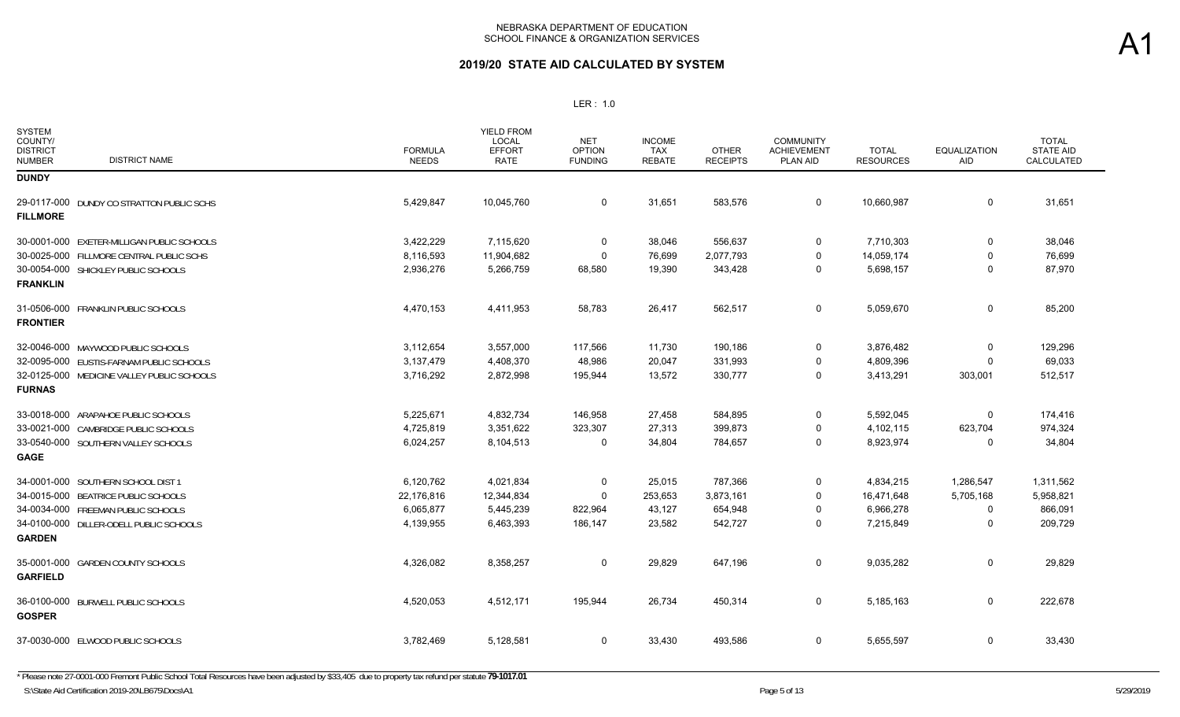NEBRASKA DEPARTMENT OF EDUCATION
SCHOOL FINANCE & ORGANIZATION SERVICES

A1

## 2019/20 STATE AID CALCULATED BY SYSTEM

LER : 1.0

| SYSTEM COUNTY/ DISTRICT NUMBER | DISTRICT NAME | FORMULA NEEDS | YIELD FROM LOCAL EFFORT RATE | NET OPTION FUNDING | INCOME TAX REBATE | OTHER RECEIPTS | COMMUNITY ACHIEVEMENT PLAN AID | TOTAL RESOURCES | EQUALIZATION AID | TOTAL STATE AID CALCULATED |
|---|---|---|---|---|---|---|---|---|---|---|
| **DUNDY** | | | | | | | | | | |
| 29-0117-000 | DUNDY CO STRATTON PUBLIC SCHS | 5,429,847 | 10,045,760 | 0 | 31,651 | 583,576 | 0 | 10,660,987 | 0 | 31,651 |
| **FILLMORE** | | | | | | | | | | |
| 30-0001-000 | EXETER-MILLIGAN PUBLIC SCHOOLS | 3,422,229 | 7,115,620 | 0 | 38,046 | 556,637 | 0 | 7,710,303 | 0 | 38,046 |
| 30-0025-000 | FILLMORE CENTRAL PUBLIC SCHS | 8,116,593 | 11,904,682 | 0 | 76,699 | 2,077,793 | 0 | 14,059,174 | 0 | 76,699 |
| 30-0054-000 | SHICKLEY PUBLIC SCHOOLS | 2,936,276 | 5,266,759 | 68,580 | 19,390 | 343,428 | 0 | 5,698,157 | 0 | 87,970 |
| **FRANKLIN** | | | | | | | | | | |
| 31-0506-000 | FRANKLIN PUBLIC SCHOOLS | 4,470,153 | 4,411,953 | 58,783 | 26,417 | 562,517 | 0 | 5,059,670 | 0 | 85,200 |
| **FRONTIER** | | | | | | | | | | |
| 32-0046-000 | MAYWOOD PUBLIC SCHOOLS | 3,112,654 | 3,557,000 | 117,566 | 11,730 | 190,186 | 0 | 3,876,482 | 0 | 129,296 |
| 32-0095-000 | EUSTIS-FARNAM PUBLIC SCHOOLS | 3,137,479 | 4,408,370 | 48,986 | 20,047 | 331,993 | 0 | 4,809,396 | 0 | 69,033 |
| 32-0125-000 | MEDICINE VALLEY PUBLIC SCHOOLS | 3,716,292 | 2,872,998 | 195,944 | 13,572 | 330,777 | 0 | 3,413,291 | 303,001 | 512,517 |
| **FURNAS** | | | | | | | | | | |
| 33-0018-000 | ARAPAHOE PUBLIC SCHOOLS | 5,225,671 | 4,832,734 | 146,958 | 27,458 | 584,895 | 0 | 5,592,045 | 0 | 174,416 |
| 33-0021-000 | CAMBRIDGE PUBLIC SCHOOLS | 4,725,819 | 3,351,622 | 323,307 | 27,313 | 399,873 | 0 | 4,102,115 | 623,704 | 974,324 |
| 33-0540-000 | SOUTHERN VALLEY SCHOOLS | 6,024,257 | 8,104,513 | 0 | 34,804 | 784,657 | 0 | 8,923,974 | 0 | 34,804 |
| **GAGE** | | | | | | | | | | |
| 34-0001-000 | SOUTHERN SCHOOL DIST 1 | 6,120,762 | 4,021,834 | 0 | 25,015 | 787,366 | 0 | 4,834,215 | 1,286,547 | 1,311,562 |
| 34-0015-000 | BEATRICE PUBLIC SCHOOLS | 22,176,816 | 12,344,834 | 0 | 253,653 | 3,873,161 | 0 | 16,471,648 | 5,705,168 | 5,958,821 |
| 34-0034-000 | FREEMAN PUBLIC SCHOOLS | 6,065,877 | 5,445,239 | 822,964 | 43,127 | 654,948 | 0 | 6,966,278 | 0 | 866,091 |
| 34-0100-000 | DILLER-ODELL PUBLIC SCHOOLS | 4,139,955 | 6,463,393 | 186,147 | 23,582 | 542,727 | 0 | 7,215,849 | 0 | 209,729 |
| **GARDEN** | | | | | | | | | | |
| 35-0001-000 | GARDEN COUNTY SCHOOLS | 4,326,082 | 8,358,257 | 0 | 29,829 | 647,196 | 0 | 9,035,282 | 0 | 29,829 |
| **GARFIELD** | | | | | | | | | | |
| 36-0100-000 | BURWELL PUBLIC SCHOOLS | 4,520,053 | 4,512,171 | 195,944 | 26,734 | 450,314 | 0 | 5,185,163 | 0 | 222,678 |
| **GOSPER** | | | | | | | | | | |
| 37-0030-000 | ELWOOD PUBLIC SCHOOLS | 3,782,469 | 5,128,581 | 0 | 33,430 | 493,586 | 0 | 5,655,597 | 0 | 33,430 |

* Please note 27-0001-000 Fremont Public School Total Resources have been adjusted by $33,405 due to property tax refund per statute **79-1017.01**

S:\State Aid Certification 2019-20\LB675\Docs\A1 5/29/2019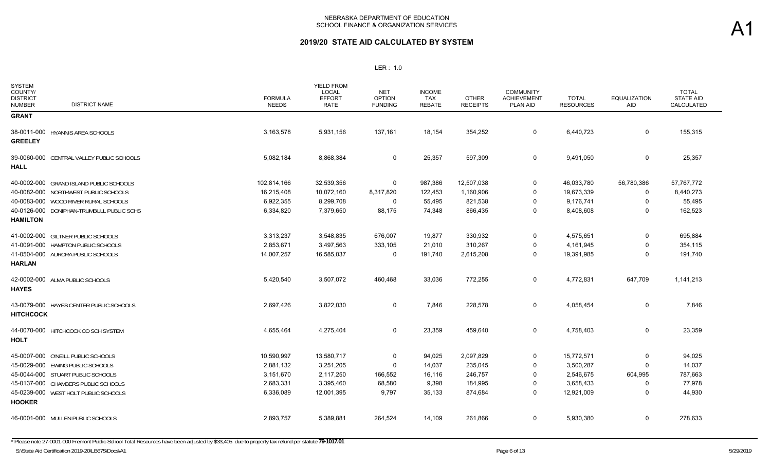NEBRASKA DEPARTMENT OF EDUCATION
SCHOOL FINANCE & ORGANIZATION SERVICES

# 2019/20 STATE AID CALCULATED BY SYSTEM

LER : 1.0

| SYSTEM COUNTY/ DISTRICT NUMBER | DISTRICT NAME | FORMULA NEEDS | YIELD FROM LOCAL EFFORT RATE | NET OPTION FUNDING | INCOME TAX REBATE | OTHER RECEIPTS | COMMUNITY ACHIEVEMENT PLAN AID | TOTAL RESOURCES | EQUALIZATION AID | TOTAL STATE AID CALCULATED |
|---|---|---|---|---|---|---|---|---|---|---|
| **GRANT** | | | | | | | | | | |
| 38-0011-000 | HYANNIS AREA SCHOOLS | 3,163,578 | 5,931,156 | 137,161 | 18,154 | 354,252 | 0 | 6,440,723 | 0 | 155,315 |
| **GREELEY** | | | | | | | | | | |
| 39-0060-000 | CENTRAL VALLEY PUBLIC SCHOOLS | 5,082,184 | 8,868,384 | 0 | 25,357 | 597,309 | 0 | 9,491,050 | 0 | 25,357 |
| **HALL** | | | | | | | | | | |
| 40-0002-000 | GRAND ISLAND PUBLIC SCHOOLS | 102,814,166 | 32,539,356 | 0 | 987,386 | 12,507,038 | 0 | 46,033,780 | 56,780,386 | 57,767,772 |
| 40-0082-000 | NORTHWEST PUBLIC SCHOOLS | 16,215,408 | 10,072,160 | 8,317,820 | 122,453 | 1,160,906 | 0 | 19,673,339 | 0 | 8,440,273 |
| 40-0083-000 | WOOD RIVER RURAL SCHOOLS | 6,922,355 | 8,299,708 | 0 | 55,495 | 821,538 | 0 | 9,176,741 | 0 | 55,495 |
| 40-0126-000 | DONIPHAN-TRUMBULL PUBLIC SCHS | 6,334,820 | 7,379,650 | 88,175 | 74,348 | 866,435 | 0 | 8,408,608 | 0 | 162,523 |
| **HAMILTON** | | | | | | | | | | |
| 41-0002-000 | GILTNER PUBLIC SCHOOLS | 3,313,237 | 3,548,835 | 676,007 | 19,877 | 330,932 | 0 | 4,575,651 | 0 | 695,884 |
| 41-0091-000 | HAMPTON PUBLIC SCHOOLS | 2,853,671 | 3,497,563 | 333,105 | 21,010 | 310,267 | 0 | 4,161,945 | 0 | 354,115 |
| 41-0504-000 | AURORA PUBLIC SCHOOLS | 14,007,257 | 16,585,037 | 0 | 191,740 | 2,615,208 | 0 | 19,391,985 | 0 | 191,740 |
| **HARLAN** | | | | | | | | | | |
| 42-0002-000 | ALMA PUBLIC SCHOOLS | 5,420,540 | 3,507,072 | 460,468 | 33,036 | 772,255 | 0 | 4,772,831 | 647,709 | 1,141,213 |
| **HAYES** | | | | | | | | | | |
| 43-0079-000 | HAYES CENTER PUBLIC SCHOOLS | 2,697,426 | 3,822,030 | 0 | 7,846 | 228,578 | 0 | 4,058,454 | 0 | 7,846 |
| **HITCHCOCK** | | | | | | | | | | |
| 44-0070-000 | HITCHCOCK CO SCH SYSTEM | 4,655,464 | 4,275,404 | 0 | 23,359 | 459,640 | 0 | 4,758,403 | 0 | 23,359 |
| **HOLT** | | | | | | | | | | |
| 45-0007-000 | O'NEILL PUBLIC SCHOOLS | 10,590,997 | 13,580,717 | 0 | 94,025 | 2,097,829 | 0 | 15,772,571 | 0 | 94,025 |
| 45-0029-000 | EWING PUBLIC SCHOOLS | 2,881,132 | 3,251,205 | 0 | 14,037 | 235,045 | 0 | 3,500,287 | 0 | 14,037 |
| 45-0044-000 | STUART PUBLIC SCHOOLS | 3,151,670 | 2,117,250 | 166,552 | 16,116 | 246,757 | 0 | 2,546,675 | 604,995 | 787,663 |
| 45-0137-000 | CHAMBERS PUBLIC SCHOOLS | 2,683,331 | 3,395,460 | 68,580 | 9,398 | 184,995 | 0 | 3,658,433 | 0 | 77,978 |
| 45-0239-000 | WEST HOLT PUBLIC SCHOOLS | 6,336,089 | 12,001,395 | 9,797 | 35,133 | 874,684 | 0 | 12,921,009 | 0 | 44,930 |
| **HOOKER** | | | | | | | | | | |
| 46-0001-000 | MULLEN PUBLIC SCHOOLS | 2,893,757 | 5,389,881 | 264,524 | 14,109 | 261,866 | 0 | 5,930,380 | 0 | 278,633 |

\* Please note 27-0001-000 Fremont Public School Total Resources have been adjusted by $33,405 due to property tax refund per statute **79-1017.01**

S:\State Aid Certification 2019-20\LB675\Docs\A1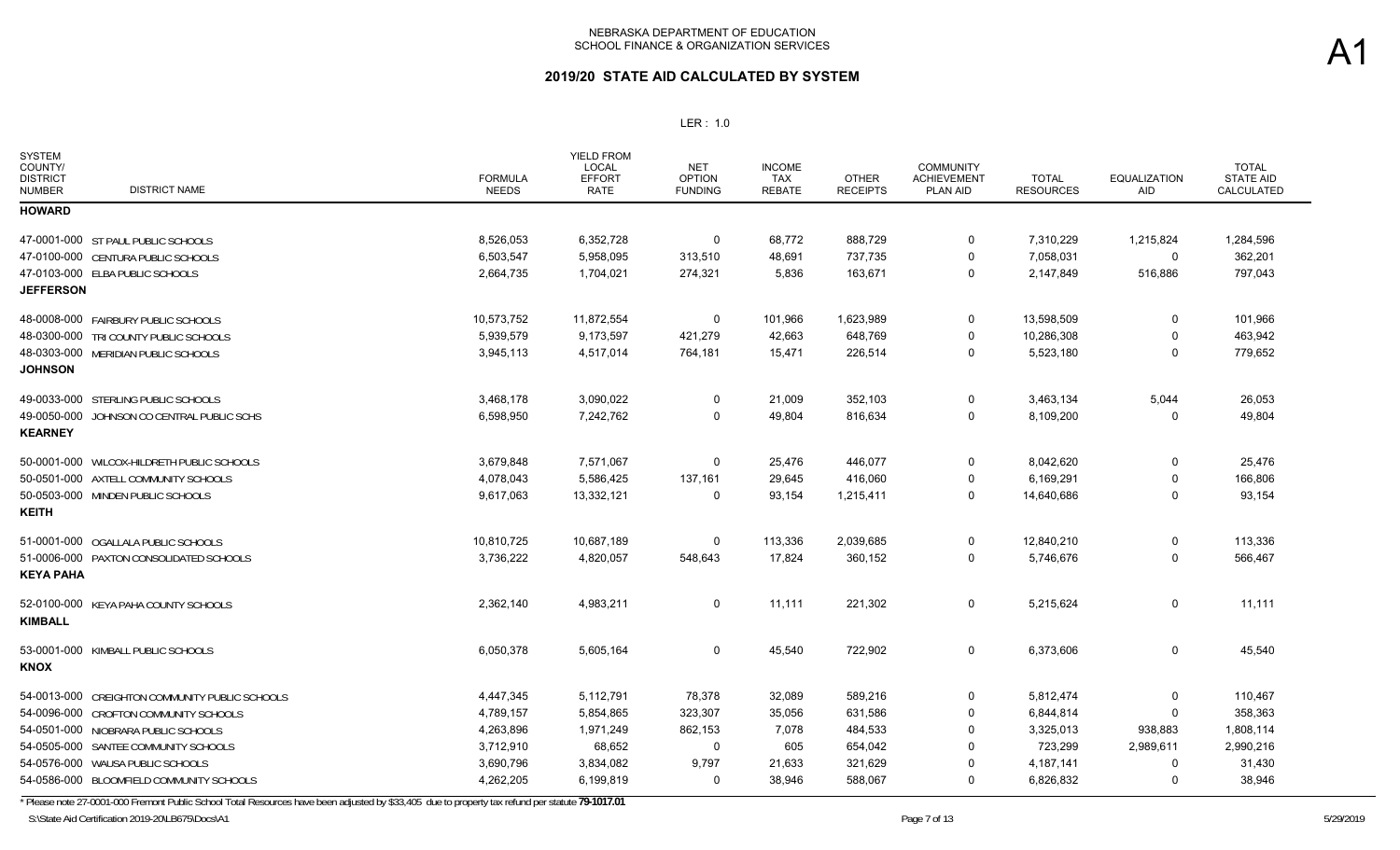# NEBRASKA DEPARTMENT OF EDUCATION
## SCHOOL FINANCE & ORGANIZATION SERVICES

**A1**

## 2019/20 STATE AID CALCULATED BY SYSTEM

LER : 1.0

| SYSTEM COUNTY/ DISTRICT NUMBER | DISTRICT NAME | FORMULA NEEDS | YIELD FROM LOCAL EFFORT RATE | NET OPTION FUNDING | INCOME TAX REBATE | OTHER RECEIPTS | COMMUNITY ACHIEVEMENT PLAN AID | TOTAL RESOURCES | EQUALIZATION AID | TOTAL STATE AID CALCULATED |
|---|---|---|---|---|---|---|---|---|---|---|
| **HOWARD** | | | | | | | | | | |
| 47-0001-000 | ST PAUL PUBLIC SCHOOLS | 8,526,053 | 6,352,728 | 0 | 68,772 | 888,729 | 0 | 7,310,229 | 1,215,824 | 1,284,596 |
| 47-0100-000 | CENTURA PUBLIC SCHOOLS | 6,503,547 | 5,958,095 | 313,510 | 48,691 | 737,735 | 0 | 7,058,031 | 0 | 362,201 |
| 47-0103-000 | ELBA PUBLIC SCHOOLS | 2,664,735 | 1,704,021 | 274,321 | 5,836 | 163,671 | 0 | 2,147,849 | 516,886 | 797,043 |
| **JEFFERSON** | | | | | | | | | | |
| 48-0008-000 | FAIRBURY PUBLIC SCHOOLS | 10,573,752 | 11,872,554 | 0 | 101,966 | 1,623,989 | 0 | 13,598,509 | 0 | 101,966 |
| 48-0300-000 | TRI COUNTY PUBLIC SCHOOLS | 5,939,579 | 9,173,597 | 421,279 | 42,663 | 648,769 | 0 | 10,286,308 | 0 | 463,942 |
| 48-0303-000 | MERIDIAN PUBLIC SCHOOLS | 3,945,113 | 4,517,014 | 764,181 | 15,471 | 226,514 | 0 | 5,523,180 | 0 | 779,652 |
| **JOHNSON** | | | | | | | | | | |
| 49-0033-000 | STERLING PUBLIC SCHOOLS | 3,468,178 | 3,090,022 | 0 | 21,009 | 352,103 | 0 | 3,463,134 | 5,044 | 26,053 |
| 49-0050-000 | JOHNSON CO CENTRAL PUBLIC SCHS | 6,598,950 | 7,242,762 | 0 | 49,804 | 816,634 | 0 | 8,109,200 | 0 | 49,804 |
| **KEARNEY** | | | | | | | | | | |
| 50-0001-000 | WILCOX-HILDRETH PUBLIC SCHOOLS | 3,679,848 | 7,571,067 | 0 | 25,476 | 446,077 | 0 | 8,042,620 | 0 | 25,476 |
| 50-0501-000 | AXTELL COMMUNITY SCHOOLS | 4,078,043 | 5,586,425 | 137,161 | 29,645 | 416,060 | 0 | 6,169,291 | 0 | 166,806 |
| 50-0503-000 | MINDEN PUBLIC SCHOOLS | 9,617,063 | 13,332,121 | 0 | 93,154 | 1,215,411 | 0 | 14,640,686 | 0 | 93,154 |
| **KEITH** | | | | | | | | | | |
| 51-0001-000 | OGALLALA PUBLIC SCHOOLS | 10,810,725 | 10,687,189 | 0 | 113,336 | 2,039,685 | 0 | 12,840,210 | 0 | 113,336 |
| 51-0006-000 | PAXTON CONSOLIDATED SCHOOLS | 3,736,222 | 4,820,057 | 548,643 | 17,824 | 360,152 | 0 | 5,746,676 | 0 | 566,467 |
| **KEYA PAHA** | | | | | | | | | | |
| 52-0100-000 | KEYA PAHA COUNTY SCHOOLS | 2,362,140 | 4,983,211 | 0 | 11,111 | 221,302 | 0 | 5,215,624 | 0 | 11,111 |
| **KIMBALL** | | | | | | | | | | |
| 53-0001-000 | KIMBALL PUBLIC SCHOOLS | 6,050,378 | 5,605,164 | 0 | 45,540 | 722,902 | 0 | 6,373,606 | 0 | 45,540 |
| **KNOX** | | | | | | | | | | |
| 54-0013-000 | CREIGHTON COMMUNITY PUBLIC SCHOOLS | 4,447,345 | 5,112,791 | 78,378 | 32,089 | 589,216 | 0 | 5,812,474 | 0 | 110,467 |
| 54-0096-000 | CROFTON COMMUNITY SCHOOLS | 4,789,157 | 5,854,865 | 323,307 | 35,056 | 631,586 | 0 | 6,844,814 | 0 | 358,363 |
| 54-0501-000 | NIOBRARA PUBLIC SCHOOLS | 4,263,896 | 1,971,249 | 862,153 | 7,078 | 484,533 | 0 | 3,325,013 | 938,883 | 1,808,114 |
| 54-0505-000 | SANTEE COMMUNITY SCHOOLS | 3,712,910 | 68,652 | 0 | 605 | 654,042 | 0 | 723,299 | 2,989,611 | 2,990,216 |
| 54-0576-000 | WAUSA PUBLIC SCHOOLS | 3,690,796 | 3,834,082 | 9,797 | 21,633 | 321,629 | 0 | 4,187,141 | 0 | 31,430 |
| 54-0586-000 | BLOOMFIELD COMMUNITY SCHOOLS | 4,262,205 | 6,199,819 | 0 | 38,946 | 588,067 | 0 | 6,826,832 | 0 | 38,946 |

\* Please note 27-0001-000 Fremont Public School Total Resources have been adjusted by $33,405 due to property tax refund per statute **79-1017.01**

S:\State Aid Certification 2019-20\LB675\Docs\A1 5/29/2019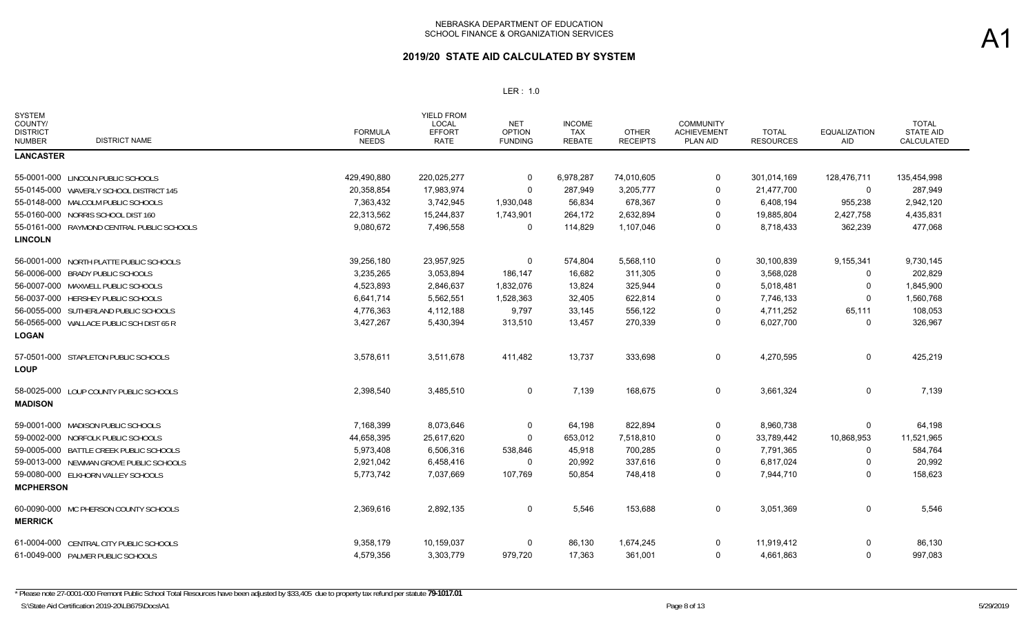NEBRASKA DEPARTMENT OF EDUCATION
SCHOOL FINANCE & ORGANIZATION SERVICES

# 2019/20 STATE AID CALCULATED BY SYSTEM

LER : 1.0

A1

| SYSTEM COUNTY/ DISTRICT NUMBER | DISTRICT NAME | FORMULA NEEDS | YIELD FROM LOCAL EFFORT RATE | NET OPTION FUNDING | INCOME TAX REBATE | OTHER RECEIPTS | COMMUNITY ACHIEVEMENT PLAN AID | TOTAL RESOURCES | EQUALIZATION AID | TOTAL STATE AID CALCULATED |
|---|---|---|---|---|---|---|---|---|---|---|
| **LANCASTER** | | | | | | | | | | |
| 55-0001-000 | LINCOLN PUBLIC SCHOOLS | 429,490,880 | 220,025,277 | 0 | 6,978,287 | 74,010,605 | 0 | 301,014,169 | 128,476,711 | 135,454,998 |
| 55-0145-000 | WAVERLY SCHOOL DISTRICT 145 | 20,358,854 | 17,983,974 | 0 | 287,949 | 3,205,777 | 0 | 21,477,700 | 0 | 287,949 |
| 55-0148-000 | MALCOLM PUBLIC SCHOOLS | 7,363,432 | 3,742,945 | 1,930,048 | 56,834 | 678,367 | 0 | 6,408,194 | 955,238 | 2,942,120 |
| 55-0160-000 | NORRIS SCHOOL DIST 160 | 22,313,562 | 15,244,837 | 1,743,901 | 264,172 | 2,632,894 | 0 | 19,885,804 | 2,427,758 | 4,435,831 |
| 55-0161-000 | RAYMOND CENTRAL PUBLIC SCHOOLS | 9,080,672 | 7,496,558 | 0 | 114,829 | 1,107,046 | 0 | 8,718,433 | 362,239 | 477,068 |
| **LINCOLN** | | | | | | | | | | |
| 56-0001-000 | NORTH PLATTE PUBLIC SCHOOLS | 39,256,180 | 23,957,925 | 0 | 574,804 | 5,568,110 | 0 | 30,100,839 | 9,155,341 | 9,730,145 |
| 56-0006-000 | BRADY PUBLIC SCHOOLS | 3,235,265 | 3,053,894 | 186,147 | 16,682 | 311,305 | 0 | 3,568,028 | 0 | 202,829 |
| 56-0007-000 | MAXWELL PUBLIC SCHOOLS | 4,523,893 | 2,846,637 | 1,832,076 | 13,824 | 325,944 | 0 | 5,018,481 | 0 | 1,845,900 |
| 56-0037-000 | HERSHEY PUBLIC SCHOOLS | 6,641,714 | 5,562,551 | 1,528,363 | 32,405 | 622,814 | 0 | 7,746,133 | 0 | 1,560,768 |
| 56-0055-000 | SUTHERLAND PUBLIC SCHOOLS | 4,776,363 | 4,112,188 | 9,797 | 33,145 | 556,122 | 0 | 4,711,252 | 65,111 | 108,053 |
| 56-0565-000 | WALLACE PUBLIC SCH DIST 65 R | 3,427,267 | 5,430,394 | 313,510 | 13,457 | 270,339 | 0 | 6,027,700 | 0 | 326,967 |
| **LOGAN** | | | | | | | | | | |
| 57-0501-000 | STAPLETON PUBLIC SCHOOLS | 3,578,611 | 3,511,678 | 411,482 | 13,737 | 333,698 | 0 | 4,270,595 | 0 | 425,219 |
| **LOUP** | | | | | | | | | | |
| 58-0025-000 | LOUP COUNTY PUBLIC SCHOOLS | 2,398,540 | 3,485,510 | 0 | 7,139 | 168,675 | 0 | 3,661,324 | 0 | 7,139 |
| **MADISON** | | | | | | | | | | |
| 59-0001-000 | MADISON PUBLIC SCHOOLS | 7,168,399 | 8,073,646 | 0 | 64,198 | 822,894 | 0 | 8,960,738 | 0 | 64,198 |
| 59-0002-000 | NORFOLK PUBLIC SCHOOLS | 44,658,395 | 25,617,620 | 0 | 653,012 | 7,518,810 | 0 | 33,789,442 | 10,868,953 | 11,521,965 |
| 59-0005-000 | BATTLE CREEK PUBLIC SCHOOLS | 5,973,408 | 6,506,316 | 538,846 | 45,918 | 700,285 | 0 | 7,791,365 | 0 | 584,764 |
| 59-0013-000 | NEWMAN GROVE PUBLIC SCHOOLS | 2,921,042 | 6,458,416 | 0 | 20,992 | 337,616 | 0 | 6,817,024 | 0 | 20,992 |
| 59-0080-000 | ELKHORN VALLEY SCHOOLS | 5,773,742 | 7,037,669 | 107,769 | 50,854 | 748,418 | 0 | 7,944,710 | 0 | 158,623 |
| **MCPHERSON** | | | | | | | | | | |
| 60-0090-000 | MC PHERSON COUNTY SCHOOLS | 2,369,616 | 2,892,135 | 0 | 5,546 | 153,688 | 0 | 3,051,369 | 0 | 5,546 |
| **MERRICK** | | | | | | | | | | |
| 61-0004-000 | CENTRAL CITY PUBLIC SCHOOLS | 9,358,179 | 10,159,037 | 0 | 86,130 | 1,674,245 | 0 | 11,919,412 | 0 | 86,130 |
| 61-0049-000 | PALMER PUBLIC SCHOOLS | 4,579,356 | 3,303,779 | 979,720 | 17,363 | 361,001 | 0 | 4,661,863 | 0 | 997,083 |

\* Please note 27-0001-000 Fremont Public School Total Resources have been adjusted by $33,405 due to property tax refund per statute **79-1017.01**

S:\State Aid Certification 2019-20\LB675\Docs\A1 — 5/29/2019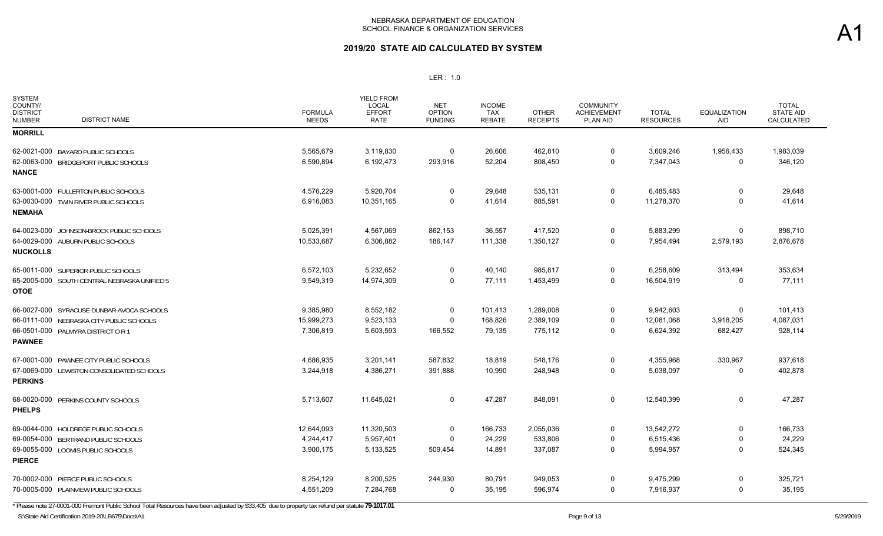# NEBRASKA DEPARTMENT OF EDUCATION
## SCHOOL FINANCE & ORGANIZATION SERVICES

## 2019/20 STATE AID CALCULATED BY SYSTEM

LER : 1.0

A1

| SYSTEM COUNTY/ DISTRICT NUMBER | DISTRICT NAME | FORMULA NEEDS | YIELD FROM LOCAL EFFORT RATE | NET OPTION FUNDING | INCOME TAX REBATE | OTHER RECEIPTS | COMMUNITY ACHIEVEMENT PLAN AID | TOTAL RESOURCES | EQUALIZATION AID | TOTAL STATE AID CALCULATED |
|---|---|---|---|---|---|---|---|---|---|---|
| **MORRILL** | | | | | | | | | | |
| 62-0021-000 | BAYARD PUBLIC SCHOOLS | 5,565,679 | 3,119,830 | 0 | 26,606 | 462,810 | 0 | 3,609,246 | 1,956,433 | 1,983,039 |
| 62-0063-000 | BRIDGEPORT PUBLIC SCHOOLS | 6,590,894 | 6,192,473 | 293,916 | 52,204 | 808,450 | 0 | 7,347,043 | 0 | 346,120 |
| **NANCE** | | | | | | | | | | |
| 63-0001-000 | FULLERTON PUBLIC SCHOOLS | 4,576,229 | 5,920,704 | 0 | 29,648 | 535,131 | 0 | 6,485,483 | 0 | 29,648 |
| 63-0030-000 | TWIN RIVER PUBLIC SCHOOLS | 6,916,083 | 10,351,165 | 0 | 41,614 | 885,591 | 0 | 11,278,370 | 0 | 41,614 |
| **NEMAHA** | | | | | | | | | | |
| 64-0023-000 | JOHNSON-BROCK PUBLIC SCHOOLS | 5,025,391 | 4,567,069 | 862,153 | 36,557 | 417,520 | 0 | 5,883,299 | 0 | 898,710 |
| 64-0029-000 | AUBURN PUBLIC SCHOOLS | 10,533,687 | 6,306,882 | 186,147 | 111,338 | 1,350,127 | 0 | 7,954,494 | 2,579,193 | 2,876,678 |
| **NUCKOLLS** | | | | | | | | | | |
| 65-0011-000 | SUPERIOR PUBLIC SCHOOLS | 6,572,103 | 5,232,652 | 0 | 40,140 | 985,817 | 0 | 6,258,609 | 313,494 | 353,634 |
| 65-2005-000 | SOUTH CENTRAL NEBRASKA UNIFIED 5 | 9,549,319 | 14,974,309 | 0 | 77,111 | 1,453,499 | 0 | 16,504,919 | 0 | 77,111 |
| **OTOE** | | | | | | | | | | |
| 66-0027-000 | SYRACUSE-DUNBAR-AVOCA SCHOOLS | 9,385,980 | 8,552,182 | 0 | 101,413 | 1,289,008 | 0 | 9,942,603 | 0 | 101,413 |
| 66-0111-000 | NEBRASKA CITY PUBLIC SCHOOLS | 15,999,273 | 9,523,133 | 0 | 168,826 | 2,389,109 | 0 | 12,081,068 | 3,918,205 | 4,087,031 |
| 66-0501-000 | PALMYRA DISTRICT O R 1 | 7,306,819 | 5,603,593 | 166,552 | 79,135 | 775,112 | 0 | 6,624,392 | 682,427 | 928,114 |
| **PAWNEE** | | | | | | | | | | |
| 67-0001-000 | PAWNEE CITY PUBLIC SCHOOLS | 4,686,935 | 3,201,141 | 587,832 | 18,819 | 548,176 | 0 | 4,355,968 | 330,967 | 937,618 |
| 67-0069-000 | LEWISTON CONSOLIDATED SCHOOLS | 3,244,918 | 4,386,271 | 391,888 | 10,990 | 248,948 | 0 | 5,038,097 | 0 | 402,878 |
| **PERKINS** | | | | | | | | | | |
| 68-0020-000 | PERKINS COUNTY SCHOOLS | 5,713,607 | 11,645,021 | 0 | 47,287 | 848,091 | 0 | 12,540,399 | 0 | 47,287 |
| **PHELPS** | | | | | | | | | | |
| 69-0044-000 | HOLDREGE PUBLIC SCHOOLS | 12,644,093 | 11,320,503 | 0 | 166,733 | 2,055,036 | 0 | 13,542,272 | 0 | 166,733 |
| 69-0054-000 | BERTRAND PUBLIC SCHOOLS | 4,244,417 | 5,957,401 | 0 | 24,229 | 533,806 | 0 | 6,515,436 | 0 | 24,229 |
| 69-0055-000 | LOOMIS PUBLIC SCHOOLS | 3,900,175 | 5,133,525 | 509,454 | 14,891 | 337,087 | 0 | 5,994,957 | 0 | 524,345 |
| **PIERCE** | | | | | | | | | | |
| 70-0002-000 | PIERCE PUBLIC SCHOOLS | 8,254,129 | 8,200,525 | 244,930 | 80,791 | 949,053 | 0 | 9,475,299 | 0 | 325,721 |
| 70-0005-000 | PLAINVIEW PUBLIC SCHOOLS | 4,551,209 | 7,284,768 | 0 | 35,195 | 596,974 | 0 | 7,916,937 | 0 | 35,195 |

* Please note 27-0001-000 Fremont Public School Total Resources have been adjusted by $33,405 due to property tax refund per statute **79-1017.01**

S:\State Aid Certification 2019-20\LB675\Docs\A1

5/29/2019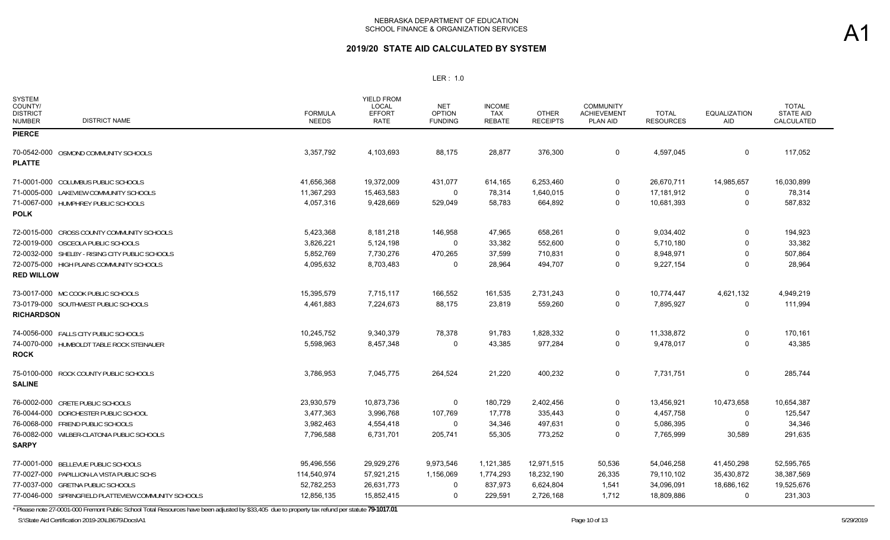# NEBRASKA DEPARTMENT OF EDUCATION
## SCHOOL FINANCE & ORGANIZATION SERVICES

## 2019/20 STATE AID CALCULATED BY SYSTEM

LER : 1.0

A1

| SYSTEM COUNTY/ DISTRICT NUMBER | DISTRICT NAME | FORMULA NEEDS | YIELD FROM LOCAL EFFORT RATE | NET OPTION FUNDING | INCOME TAX REBATE | OTHER RECEIPTS | COMMUNITY ACHIEVEMENT PLAN AID | TOTAL RESOURCES | EQUALIZATION AID | TOTAL STATE AID CALCULATED |
|---|---|---|---|---|---|---|---|---|---|---|
| **PIERCE** | | | | | | | | | | |
| 70-0542-000 | OSMOND COMMUNITY SCHOOLS | 3,357,792 | 4,103,693 | 88,175 | 28,877 | 376,300 | 0 | 4,597,045 | 0 | 117,052 |
| **PLATTE** | | | | | | | | | | |
| 71-0001-000 | COLUMBUS PUBLIC SCHOOLS | 41,656,368 | 19,372,009 | 431,077 | 614,165 | 6,253,460 | 0 | 26,670,711 | 14,985,657 | 16,030,899 |
| 71-0005-000 | LAKEVIEW COMMUNITY SCHOOLS | 11,367,293 | 15,463,583 | 0 | 78,314 | 1,640,015 | 0 | 17,181,912 | 0 | 78,314 |
| 71-0067-000 | HUMPHREY PUBLIC SCHOOLS | 4,057,316 | 9,428,669 | 529,049 | 58,783 | 664,892 | 0 | 10,681,393 | 0 | 587,832 |
| **POLK** | | | | | | | | | | |
| 72-0015-000 | CROSS COUNTY COMMUNITY SCHOOLS | 5,423,368 | 8,181,218 | 146,958 | 47,965 | 658,261 | 0 | 9,034,402 | 0 | 194,923 |
| 72-0019-000 | OSCEOLA PUBLIC SCHOOLS | 3,826,221 | 5,124,198 | 0 | 33,382 | 552,600 | 0 | 5,710,180 | 0 | 33,382 |
| 72-0032-000 | SHELBY - RISING CITY PUBLIC SCHOOLS | 5,852,769 | 7,730,276 | 470,265 | 37,599 | 710,831 | 0 | 8,948,971 | 0 | 507,864 |
| 72-0075-000 | HIGH PLAINS COMMUNITY SCHOOLS | 4,095,632 | 8,703,483 | 0 | 28,964 | 494,707 | 0 | 9,227,154 | 0 | 28,964 |
| **RED WILLOW** | | | | | | | | | | |
| 73-0017-000 | MC COOK PUBLIC SCHOOLS | 15,395,579 | 7,715,117 | 166,552 | 161,535 | 2,731,243 | 0 | 10,774,447 | 4,621,132 | 4,949,219 |
| 73-0179-000 | SOUTHWEST PUBLIC SCHOOLS | 4,461,883 | 7,224,673 | 88,175 | 23,819 | 559,260 | 0 | 7,895,927 | 0 | 111,994 |
| **RICHARDSON** | | | | | | | | | | |
| 74-0056-000 | FALLS CITY PUBLIC SCHOOLS | 10,245,752 | 9,340,379 | 78,378 | 91,783 | 1,828,332 | 0 | 11,338,872 | 0 | 170,161 |
| 74-0070-000 | HUMBOLDT TABLE ROCK STEINAUER | 5,598,963 | 8,457,348 | 0 | 43,385 | 977,284 | 0 | 9,478,017 | 0 | 43,385 |
| **ROCK** | | | | | | | | | | |
| 75-0100-000 | ROCK COUNTY PUBLIC SCHOOLS | 3,786,953 | 7,045,775 | 264,524 | 21,220 | 400,232 | 0 | 7,731,751 | 0 | 285,744 |
| **SALINE** | | | | | | | | | | |
| 76-0002-000 | CRETE PUBLIC SCHOOLS | 23,930,579 | 10,873,736 | 0 | 180,729 | 2,402,456 | 0 | 13,456,921 | 10,473,658 | 10,654,387 |
| 76-0044-000 | DORCHESTER PUBLIC SCHOOL | 3,477,363 | 3,996,768 | 107,769 | 17,778 | 335,443 | 0 | 4,457,758 | 0 | 125,547 |
| 76-0068-000 | FRIEND PUBLIC SCHOOLS | 3,982,463 | 4,554,418 | 0 | 34,346 | 497,631 | 0 | 5,086,395 | 0 | 34,346 |
| 76-0082-000 | WILBER-CLATONIA PUBLIC SCHOOLS | 7,796,588 | 6,731,701 | 205,741 | 55,305 | 773,252 | 0 | 7,765,999 | 30,589 | 291,635 |
| **SARPY** | | | | | | | | | | |
| 77-0001-000 | BELLEVUE PUBLIC SCHOOLS | 95,496,556 | 29,929,276 | 9,973,546 | 1,121,385 | 12,971,515 | 50,536 | 54,046,258 | 41,450,298 | 52,595,765 |
| 77-0027-000 | PAPILLION-LA VISTA PUBLIC SCHS | 114,540,974 | 57,921,215 | 1,156,069 | 1,774,293 | 18,232,190 | 26,335 | 79,110,102 | 35,430,872 | 38,387,569 |
| 77-0037-000 | GRETNA PUBLIC SCHOOLS | 52,782,253 | 26,631,773 | 0 | 837,973 | 6,624,804 | 1,541 | 34,096,091 | 18,686,162 | 19,525,676 |
| 77-0046-000 | SPRINGFIELD PLATTEVIEW COMMUNITY SCHOOLS | 12,856,135 | 15,852,415 | 0 | 229,591 | 2,726,168 | 1,712 | 18,809,886 | 0 | 231,303 |

\* Please note 27-0001-000 Fremont Public School Total Resources have been adjusted by $33,405 due to property tax refund per statute **79-1017.01**

S:\State Aid Certification 2019-20\LB675\Docs\A1 5/29/2019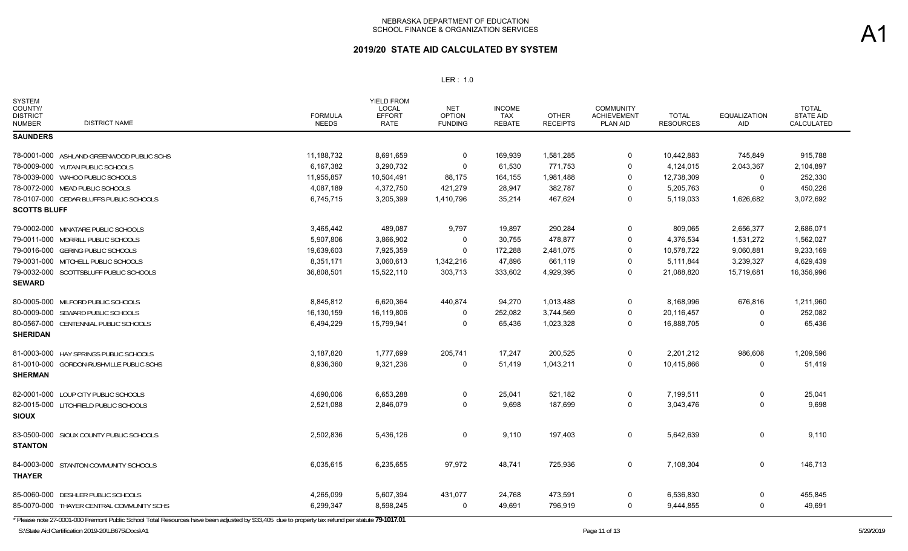NEBRASKA DEPARTMENT OF EDUCATION
SCHOOL FINANCE & ORGANIZATION SERVICES

A1

# 2019/20 STATE AID CALCULATED BY SYSTEM

LER : 1.0

| SYSTEM COUNTY/ DISTRICT NUMBER | DISTRICT NAME | FORMULA NEEDS | YIELD FROM LOCAL EFFORT RATE | NET OPTION FUNDING | INCOME TAX REBATE | OTHER RECEIPTS | COMMUNITY ACHIEVEMENT PLAN AID | TOTAL RESOURCES | EQUALIZATION AID | TOTAL STATE AID CALCULATED |
|---|---|---|---|---|---|---|---|---|---|---|
| **SAUNDERS** | | | | | | | | | | |
| 78-0001-000 | ASHLAND-GREENWOOD PUBLIC SCHS | 11,188,732 | 8,691,659 | 0 | 169,939 | 1,581,285 | 0 | 10,442,883 | 745,849 | 915,788 |
| 78-0009-000 | YUTAN PUBLIC SCHOOLS | 6,167,382 | 3,290,732 | 0 | 61,530 | 771,753 | 0 | 4,124,015 | 2,043,367 | 2,104,897 |
| 78-0039-000 | WAHOO PUBLIC SCHOOLS | 11,955,857 | 10,504,491 | 88,175 | 164,155 | 1,981,488 | 0 | 12,738,309 | 0 | 252,330 |
| 78-0072-000 | MEAD PUBLIC SCHOOLS | 4,087,189 | 4,372,750 | 421,279 | 28,947 | 382,787 | 0 | 5,205,763 | 0 | 450,226 |
| 78-0107-000 | CEDAR BLUFFS PUBLIC SCHOOLS | 6,745,715 | 3,205,399 | 1,410,796 | 35,214 | 467,624 | 0 | 5,119,033 | 1,626,682 | 3,072,692 |
| **SCOTTS BLUFF** | | | | | | | | | | |
| 79-0002-000 | MINATARE PUBLIC SCHOOLS | 3,465,442 | 489,087 | 9,797 | 19,897 | 290,284 | 0 | 809,065 | 2,656,377 | 2,686,071 |
| 79-0011-000 | MORRILL PUBLIC SCHOOLS | 5,907,806 | 3,866,902 | 0 | 30,755 | 478,877 | 0 | 4,376,534 | 1,531,272 | 1,562,027 |
| 79-0016-000 | GERING PUBLIC SCHOOLS | 19,639,603 | 7,925,359 | 0 | 172,288 | 2,481,075 | 0 | 10,578,722 | 9,060,881 | 9,233,169 |
| 79-0031-000 | MITCHELL PUBLIC SCHOOLS | 8,351,171 | 3,060,613 | 1,342,216 | 47,896 | 661,119 | 0 | 5,111,844 | 3,239,327 | 4,629,439 |
| 79-0032-000 | SCOTTSBLUFF PUBLIC SCHOOLS | 36,808,501 | 15,522,110 | 303,713 | 333,602 | 4,929,395 | 0 | 21,088,820 | 15,719,681 | 16,356,996 |
| **SEWARD** | | | | | | | | | | |
| 80-0005-000 | MILFORD PUBLIC SCHOOLS | 8,845,812 | 6,620,364 | 440,874 | 94,270 | 1,013,488 | 0 | 8,168,996 | 676,816 | 1,211,960 |
| 80-0009-000 | SEWARD PUBLIC SCHOOLS | 16,130,159 | 16,119,806 | 0 | 252,082 | 3,744,569 | 0 | 20,116,457 | 0 | 252,082 |
| 80-0567-000 | CENTENNIAL PUBLIC SCHOOLS | 6,494,229 | 15,799,941 | 0 | 65,436 | 1,023,328 | 0 | 16,888,705 | 0 | 65,436 |
| **SHERIDAN** | | | | | | | | | | |
| 81-0003-000 | HAY SPRINGS PUBLIC SCHOOLS | 3,187,820 | 1,777,699 | 205,741 | 17,247 | 200,525 | 0 | 2,201,212 | 986,608 | 1,209,596 |
| 81-0010-000 | GORDON-RUSHVILLE PUBLIC SCHS | 8,936,360 | 9,321,236 | 0 | 51,419 | 1,043,211 | 0 | 10,415,866 | 0 | 51,419 |
| **SHERMAN** | | | | | | | | | | |
| 82-0001-000 | LOUP CITY PUBLIC SCHOOLS | 4,690,006 | 6,653,288 | 0 | 25,041 | 521,182 | 0 | 7,199,511 | 0 | 25,041 |
| 82-0015-000 | LITCHFIELD PUBLIC SCHOOLS | 2,521,088 | 2,846,079 | 0 | 9,698 | 187,699 | 0 | 3,043,476 | 0 | 9,698 |
| **SIOUX** | | | | | | | | | | |
| 83-0500-000 | SIOUX COUNTY PUBLIC SCHOOLS | 2,502,836 | 5,436,126 | 0 | 9,110 | 197,403 | 0 | 5,642,639 | 0 | 9,110 |
| **STANTON** | | | | | | | | | | |
| 84-0003-000 | STANTON COMMUNITY SCHOOLS | 6,035,615 | 6,235,655 | 97,972 | 48,741 | 725,936 | 0 | 7,108,304 | 0 | 146,713 |
| **THAYER** | | | | | | | | | | |
| 85-0060-000 | DESHLER PUBLIC SCHOOLS | 4,265,099 | 5,607,394 | 431,077 | 24,768 | 473,591 | 0 | 6,536,830 | 0 | 455,845 |
| 85-0070-000 | THAYER CENTRAL COMMUNITY SCHS | 6,299,347 | 8,598,245 | 0 | 49,691 | 796,919 | 0 | 9,444,855 | 0 | 49,691 |

* Please note 27-0001-000 Fremont Public School Total Resources have been adjusted by $33,405 due to property tax refund per statute **79-1017.01**

S:\State Aid Certification 2019-20\LB675\Docs\A1 5/29/2019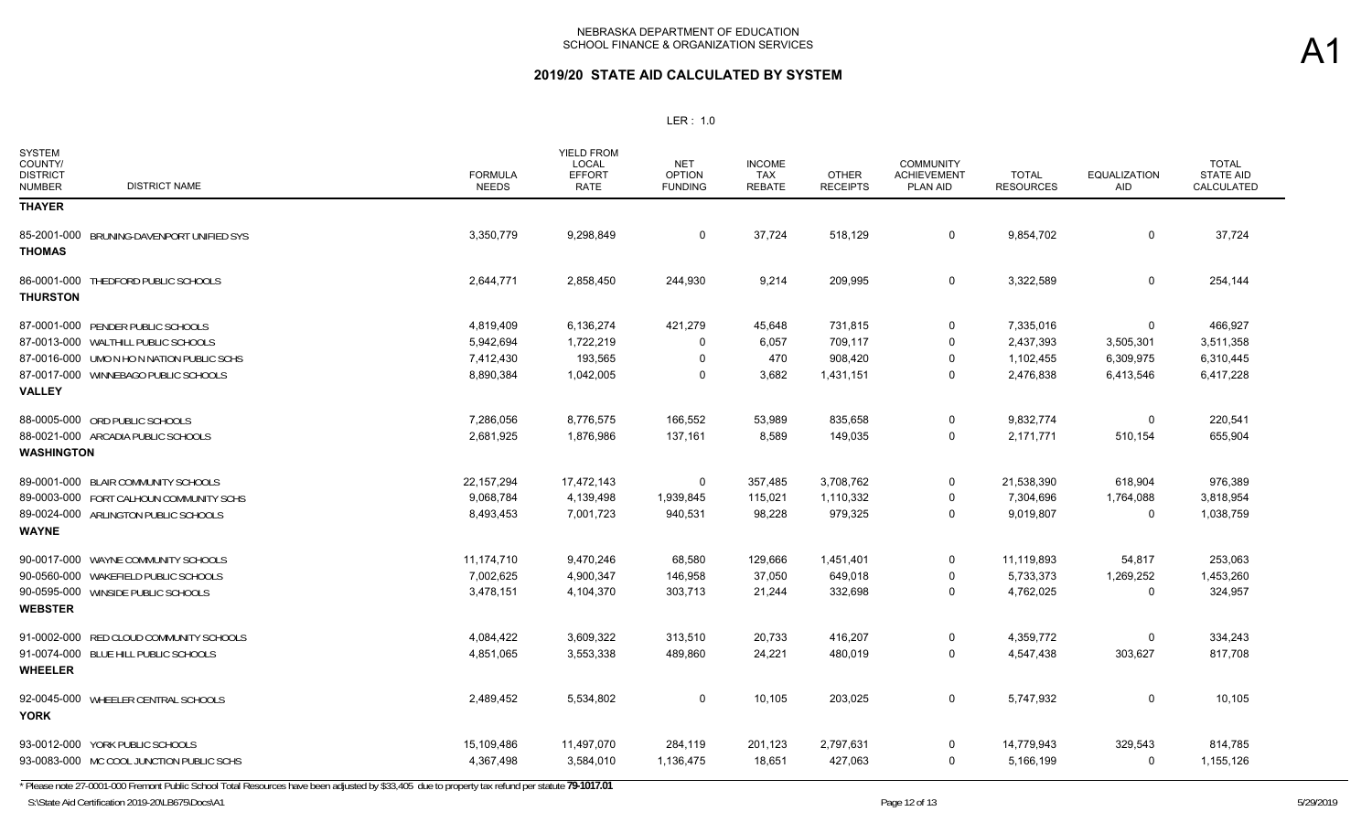NEBRASKA DEPARTMENT OF EDUCATION
SCHOOL FINANCE & ORGANIZATION SERVICES

A1

## 2019/20 STATE AID CALCULATED BY SYSTEM

LER : 1.0

| SYSTEM COUNTY/ DISTRICT NUMBER | DISTRICT NAME | FORMULA NEEDS | YIELD FROM LOCAL EFFORT RATE | NET OPTION FUNDING | INCOME TAX REBATE | OTHER RECEIPTS | COMMUNITY ACHIEVEMENT PLAN AID | TOTAL RESOURCES | EQUALIZATION AID | TOTAL STATE AID CALCULATED |
|---|---|---|---|---|---|---|---|---|---|---|
| **THAYER** | | | | | | | | | | |
| 85-2001-000 | BRUNING-DAVENPORT UNIFIED SYS | 3,350,779 | 9,298,849 | 0 | 37,724 | 518,129 | 0 | 9,854,702 | 0 | 37,724 |
| **THOMAS** | | | | | | | | | | |
| 86-0001-000 | THEDFORD PUBLIC SCHOOLS | 2,644,771 | 2,858,450 | 244,930 | 9,214 | 209,995 | 0 | 3,322,589 | 0 | 254,144 |
| **THURSTON** | | | | | | | | | | |
| 87-0001-000 | PENDER PUBLIC SCHOOLS | 4,819,409 | 6,136,274 | 421,279 | 45,648 | 731,815 | 0 | 7,335,016 | 0 | 466,927 |
| 87-0013-000 | WALTHILL PUBLIC SCHOOLS | 5,942,694 | 1,722,219 | 0 | 6,057 | 709,117 | 0 | 2,437,393 | 3,505,301 | 3,511,358 |
| 87-0016-000 | UMO N HO N NATION PUBLIC SCHS | 7,412,430 | 193,565 | 0 | 470 | 908,420 | 0 | 1,102,455 | 6,309,975 | 6,310,445 |
| 87-0017-000 | WINNEBAGO PUBLIC SCHOOLS | 8,890,384 | 1,042,005 | 0 | 3,682 | 1,431,151 | 0 | 2,476,838 | 6,413,546 | 6,417,228 |
| **VALLEY** | | | | | | | | | | |
| 88-0005-000 | ORD PUBLIC SCHOOLS | 7,286,056 | 8,776,575 | 166,552 | 53,989 | 835,658 | 0 | 9,832,774 | 0 | 220,541 |
| 88-0021-000 | ARCADIA PUBLIC SCHOOLS | 2,681,925 | 1,876,986 | 137,161 | 8,589 | 149,035 | 0 | 2,171,771 | 510,154 | 655,904 |
| **WASHINGTON** | | | | | | | | | | |
| 89-0001-000 | BLAIR COMMUNITY SCHOOLS | 22,157,294 | 17,472,143 | 0 | 357,485 | 3,708,762 | 0 | 21,538,390 | 618,904 | 976,389 |
| 89-0003-000 | FORT CALHOUN COMMUNITY SCHS | 9,068,784 | 4,139,498 | 1,939,845 | 115,021 | 1,110,332 | 0 | 7,304,696 | 1,764,088 | 3,818,954 |
| 89-0024-000 | ARLINGTON PUBLIC SCHOOLS | 8,493,453 | 7,001,723 | 940,531 | 98,228 | 979,325 | 0 | 9,019,807 | 0 | 1,038,759 |
| **WAYNE** | | | | | | | | | | |
| 90-0017-000 | WAYNE COMMUNITY SCHOOLS | 11,174,710 | 9,470,246 | 68,580 | 129,666 | 1,451,401 | 0 | 11,119,893 | 54,817 | 253,063 |
| 90-0560-000 | WAKEFIELD PUBLIC SCHOOLS | 7,002,625 | 4,900,347 | 146,958 | 37,050 | 649,018 | 0 | 5,733,373 | 1,269,252 | 1,453,260 |
| 90-0595-000 | WINSIDE PUBLIC SCHOOLS | 3,478,151 | 4,104,370 | 303,713 | 21,244 | 332,698 | 0 | 4,762,025 | 0 | 324,957 |
| **WEBSTER** | | | | | | | | | | |
| 91-0002-000 | RED CLOUD COMMUNITY SCHOOLS | 4,084,422 | 3,609,322 | 313,510 | 20,733 | 416,207 | 0 | 4,359,772 | 0 | 334,243 |
| 91-0074-000 | BLUE HILL PUBLIC SCHOOLS | 4,851,065 | 3,553,338 | 489,860 | 24,221 | 480,019 | 0 | 4,547,438 | 303,627 | 817,708 |
| **WHEELER** | | | | | | | | | | |
| 92-0045-000 | WHEELER CENTRAL SCHOOLS | 2,489,452 | 5,534,802 | 0 | 10,105 | 203,025 | 0 | 5,747,932 | 0 | 10,105 |
| **YORK** | | | | | | | | | | |
| 93-0012-000 | YORK PUBLIC SCHOOLS | 15,109,486 | 11,497,070 | 284,119 | 201,123 | 2,797,631 | 0 | 14,779,943 | 329,543 | 814,785 |
| 93-0083-000 | MC COOL JUNCTION PUBLIC SCHS | 4,367,498 | 3,584,010 | 1,136,475 | 18,651 | 427,063 | 0 | 5,166,199 | 0 | 1,155,126 |

* Please note 27-0001-000 Fremont Public School Total Resources have been adjusted by $33,405 due to property tax refund per statute **79-1017.01**

S:\State Aid Certification 2019-20\LB675\Docs\A1

5/29/2019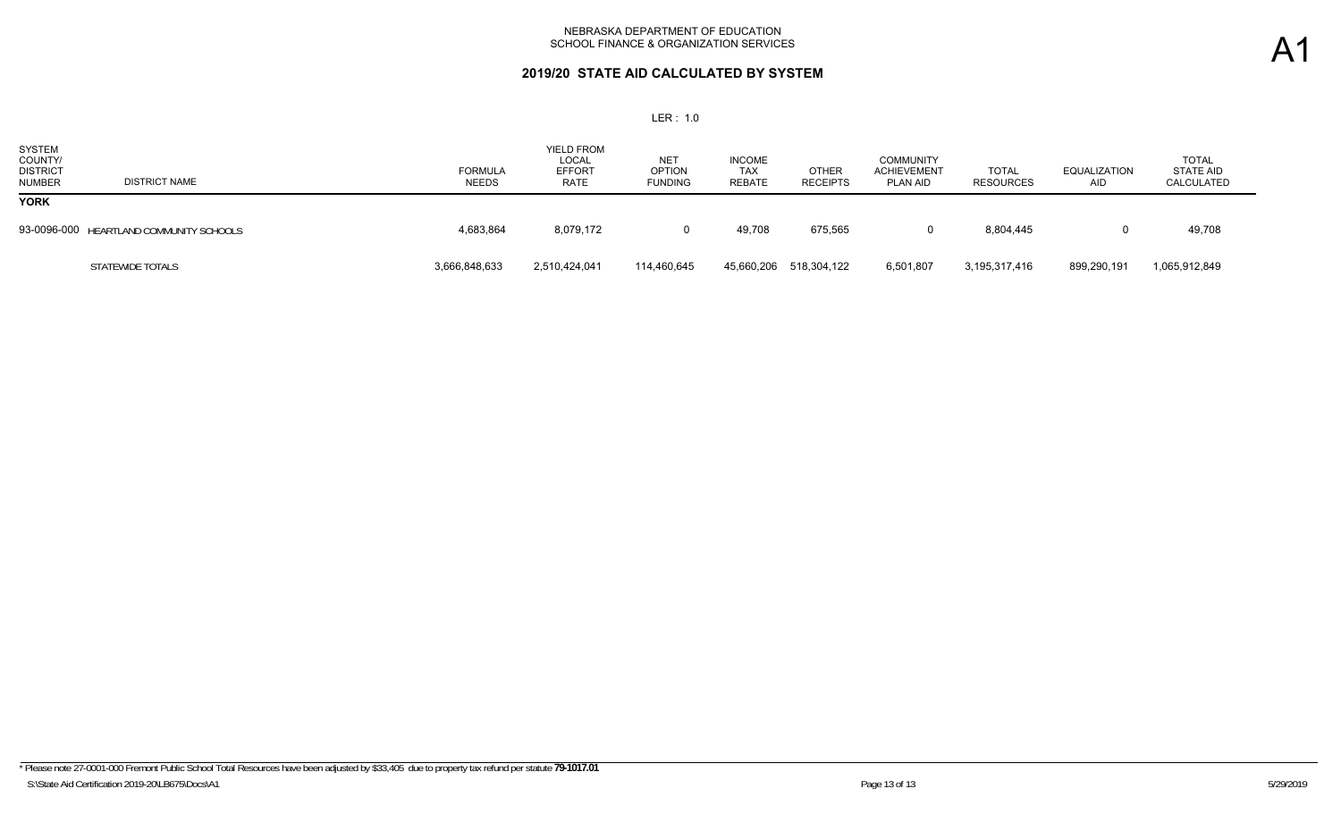NEBRASKA DEPARTMENT OF EDUCATION
SCHOOL FINANCE & ORGANIZATION SERVICES

A1

## 2019/20 STATE AID CALCULATED BY SYSTEM

LER : 1.0

| SYSTEM COUNTY/ DISTRICT NUMBER | DISTRICT NAME | FORMULA NEEDS | YIELD FROM LOCAL EFFORT RATE | NET OPTION FUNDING | INCOME TAX REBATE | OTHER RECEIPTS | COMMUNITY ACHIEVEMENT PLAN AID | TOTAL RESOURCES | EQUALIZATION AID | TOTAL STATE AID CALCULATED |
|---|---|---|---|---|---|---|---|---|---|---|
| **YORK** | | | | | | | | | | |
| 93-0096-000 | HEARTLAND COMMUNITY SCHOOLS | 4,683,864 | 8,079,172 | 0 | 49,708 | 675,565 | 0 | 8,804,445 | 0 | 49,708 |
| | STATEWIDE TOTALS | 3,666,848,633 | 2,510,424,041 | 114,460,645 | 45,660,206 | 518,304,122 | 6,501,807 | 3,195,317,416 | 899,290,191 | 1,065,912,849 |

\* Please note 27-0001-000 Fremont Public School Total Resources have been adjusted by $33,405 due to property tax refund per statute **79-1017.01**

S:\State Aid Certification 2019-20\LB675\Docs\A1

5/29/2019